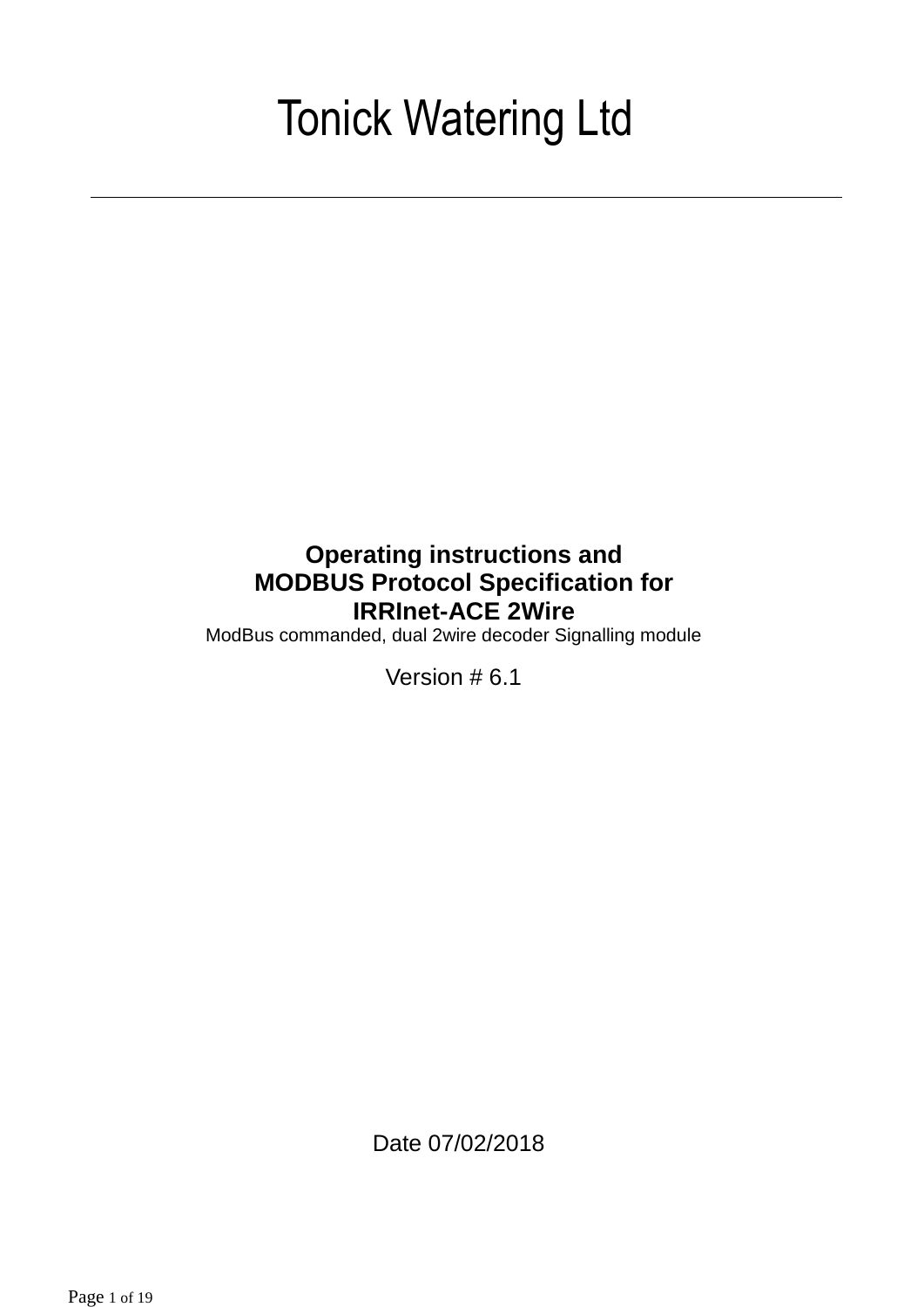# Tonick Watering Ltd

---

**Operating instructions and**
**MODBUS Protocol Specification for**
**IRRInet-ACE 2Wire**

ModBus commanded, dual 2wire decoder Signalling module

Version # 6.1

Date 07/02/2018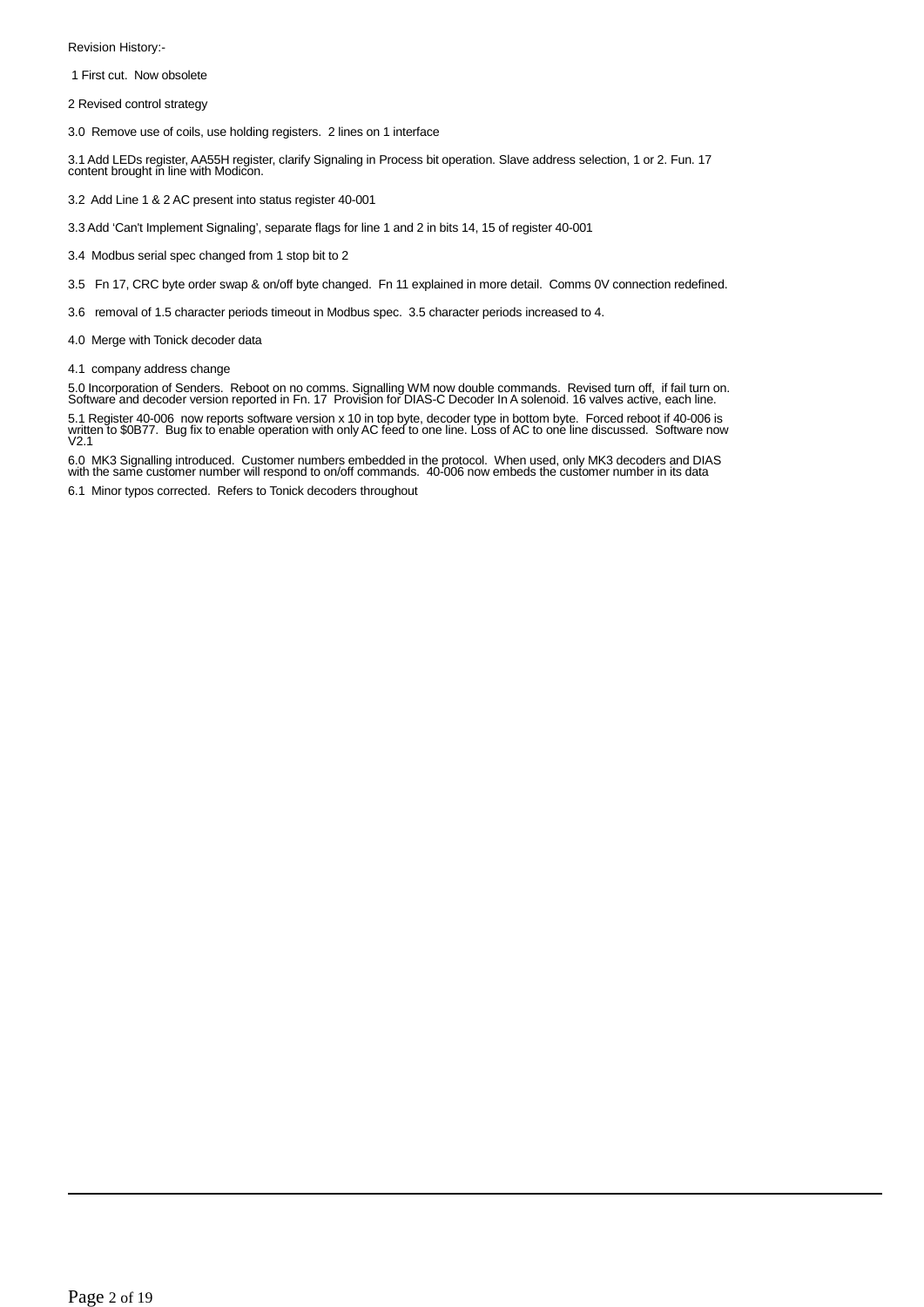Revision History:-

1 First cut. Now obsolete

2 Revised control strategy

3.0 Remove use of coils, use holding registers. 2 lines on 1 interface

3.1 Add LEDs register, AA55H register, clarify Signaling in Process bit operation. Slave address selection, 1 or 2. Fun. 17 content brought in line with Modicon.

3.2 Add Line 1 & 2 AC present into status register 40-001

3.3 Add 'Can't Implement Signaling', separate flags for line 1 and 2 in bits 14, 15 of register 40-001

3.4 Modbus serial spec changed from 1 stop bit to 2

3.5 Fn 17, CRC byte order swap & on/off byte changed. Fn 11 explained in more detail. Comms 0V connection redefined.

3.6 removal of 1.5 character periods timeout in Modbus spec. 3.5 character periods increased to 4.

4.0 Merge with Tonick decoder data

4.1 company address change

5.0 Incorporation of Senders. Reboot on no comms. Signalling WM now double commands. Revised turn off, if fail turn on. Software and decoder version reported in Fn. 17 Provision for DIAS-C Decoder In A solenoid. 16 valves active, each line.

5.1 Register 40-006 now reports software version x 10 in top byte, decoder type in bottom byte. Forced reboot if 40-006 is written to $0B77. Bug fix to enable operation with only AC feed to one line. Loss of AC to one line discussed. Software now V2.1

6.0 MK3 Signalling introduced. Customer numbers embedded in the protocol. When used, only MK3 decoders and DIAS with the same customer number will respond to on/off commands. 40-006 now embeds the customer number in its data

6.1 Minor typos corrected. Refers to Tonick decoders throughout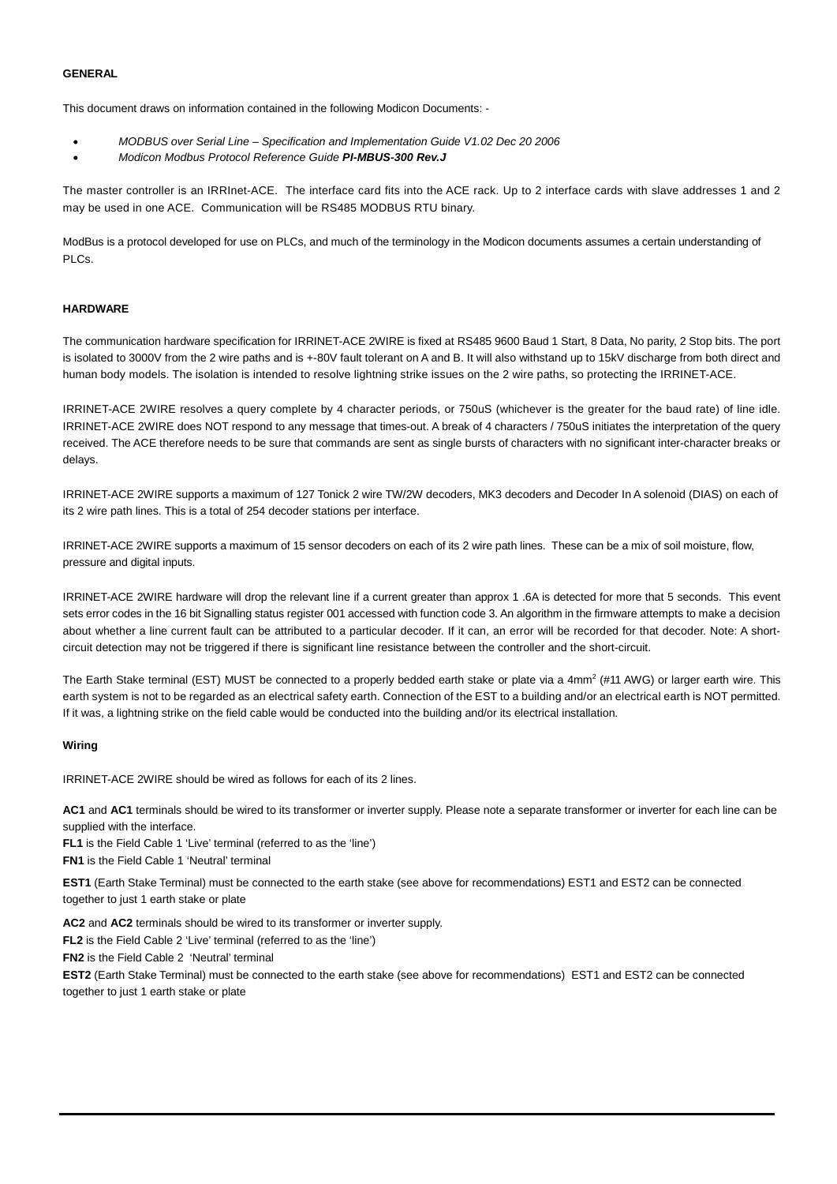**GENERAL**

This document draws on information contained in the following Modicon Documents: -

- *MODBUS over Serial Line – Specification and Implementation Guide V1.02 Dec 20 2006*
- *Modicon Modbus Protocol Reference Guide* ***PI-MBUS-300 Rev.J***

The master controller is an IRRInet-ACE. The interface card fits into the ACE rack. Up to 2 interface cards with slave addresses 1 and 2 may be used in one ACE. Communication will be RS485 MODBUS RTU binary.

ModBus is a protocol developed for use on PLCs, and much of the terminology in the Modicon documents assumes a certain understanding of PLCs.

**HARDWARE**

The communication hardware specification for IRRINET-ACE 2WIRE is fixed at RS485 9600 Baud 1 Start, 8 Data, No parity, 2 Stop bits. The port is isolated to 3000V from the 2 wire paths and is +-80V fault tolerant on A and B. It will also withstand up to 15kV discharge from both direct and human body models. The isolation is intended to resolve lightning strike issues on the 2 wire paths, so protecting the IRRINET-ACE.

IRRINET-ACE 2WIRE resolves a query complete by 4 character periods, or 750uS (whichever is the greater for the baud rate) of line idle. IRRINET-ACE 2WIRE does NOT respond to any message that times-out. A break of 4 characters / 750uS initiates the interpretation of the query received. The ACE therefore needs to be sure that commands are sent as single bursts of characters with no significant inter-character breaks or delays.

IRRINET-ACE 2WIRE supports a maximum of 127 Tonick 2 wire TW/2W decoders, MK3 decoders and Decoder In A solenoid (DIAS) on each of its 2 wire path lines. This is a total of 254 decoder stations per interface.

IRRINET-ACE 2WIRE supports a maximum of 15 sensor decoders on each of its 2 wire path lines. These can be a mix of soil moisture, flow, pressure and digital inputs.

IRRINET-ACE 2WIRE hardware will drop the relevant line if a current greater than approx 1 .6A is detected for more that 5 seconds. This event sets error codes in the 16 bit Signalling status register 001 accessed with function code 3. An algorithm in the firmware attempts to make a decision about whether a line current fault can be attributed to a particular decoder. If it can, an error will be recorded for that decoder. Note: A short-circuit detection may not be triggered if there is significant line resistance between the controller and the short-circuit.

The Earth Stake terminal (EST) MUST be connected to a properly bedded earth stake or plate via a 4mm$^2$ (#11 AWG) or larger earth wire. This earth system is not to be regarded as an electrical safety earth. Connection of the EST to a building and/or an electrical earth is NOT permitted. If it was, a lightning strike on the field cable would be conducted into the building and/or its electrical installation.

**Wiring**

IRRINET-ACE 2WIRE should be wired as follows for each of its 2 lines.

**AC1** and **AC1** terminals should be wired to its transformer or inverter supply. Please note a separate transformer or inverter for each line can be supplied with the interface.
**FL1** is the Field Cable 1 'Live' terminal (referred to as the 'line')
**FN1** is the Field Cable 1 'Neutral' terminal

**EST1** (Earth Stake Terminal) must be connected to the earth stake (see above for recommendations) EST1 and EST2 can be connected together to just 1 earth stake or plate

**AC2** and **AC2** terminals should be wired to its transformer or inverter supply.
**FL2** is the Field Cable 2 'Live' terminal (referred to as the 'line')
**FN2** is the Field Cable 2 'Neutral' terminal
**EST2** (Earth Stake Terminal) must be connected to the earth stake (see above for recommendations) EST1 and EST2 can be connected together to just 1 earth stake or plate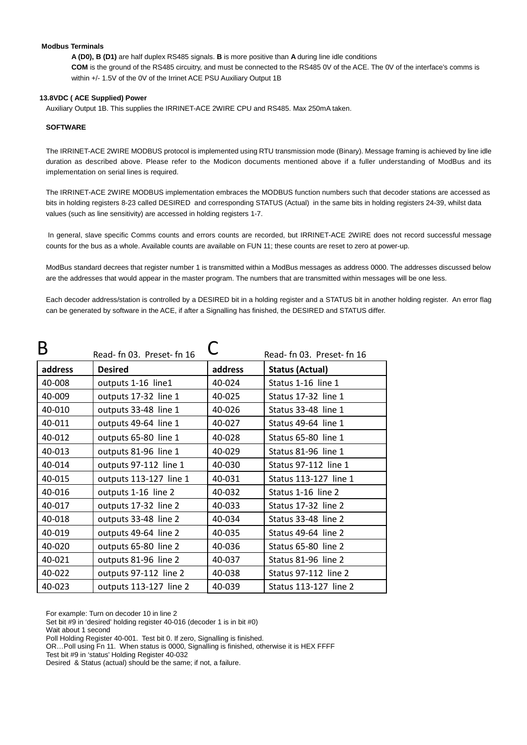**Modbus Terminals**

**A (D0), B (D1)** are half duplex RS485 signals. **B** is more positive than **A** during line idle conditions
**COM** is the ground of the RS485 circuitry, and must be connected to the RS485 0V of the ACE. The 0V of the interface's comms is within +/- 1.5V of the 0V of the Irrinet ACE PSU Auxiliary Output 1B

**13.8VDC ( ACE Supplied) Power**

Auxiliary Output 1B. This supplies the IRRINET-ACE 2WIRE CPU and RS485. Max 250mA taken.

**SOFTWARE**

The IRRINET-ACE 2WIRE MODBUS protocol is implemented using RTU transmission mode (Binary). Message framing is achieved by line idle duration as described above. Please refer to the Modicon documents mentioned above if a fuller understanding of ModBus and its implementation on serial lines is required.

The IRRINET-ACE 2WIRE MODBUS implementation embraces the MODBUS function numbers such that decoder stations are accessed as bits in holding registers 8-23 called DESIRED and corresponding STATUS (Actual) in the same bits in holding registers 24-39, whilst data values (such as line sensitivity) are accessed in holding registers 1-7.

In general, slave specific Comms counts and errors counts are recorded, but IRRINET-ACE 2WIRE does not record successful message counts for the bus as a whole. Available counts are available on FUN 11; these counts are reset to zero at power-up.

ModBus standard decrees that register number 1 is transmitted within a ModBus messages as address 0000. The addresses discussed below are the addresses that would appear in the master program. The numbers that are transmitted within messages will be one less.

Each decoder address/station is controlled by a DESIRED bit in a holding register and a STATUS bit in another holding register. An error flag can be generated by software in the ACE, if after a Signalling has finished, the DESIRED and STATUS differ.

| B | Read- fn 03. Preset- fn 16 | C | Read- fn 03. Preset- fn 16 |
|---|---|---|---|
| **address** | **Desired** | **address** | **Status (Actual)** |
| 40-008 | outputs 1-16 line1 | 40-024 | Status 1-16 line 1 |
| 40-009 | outputs 17-32 line 1 | 40-025 | Status 17-32 line 1 |
| 40-010 | outputs 33-48 line 1 | 40-026 | Status 33-48 line 1 |
| 40-011 | outputs 49-64 line 1 | 40-027 | Status 49-64 line 1 |
| 40-012 | outputs 65-80 line 1 | 40-028 | Status 65-80 line 1 |
| 40-013 | outputs 81-96 line 1 | 40-029 | Status 81-96 line 1 |
| 40-014 | outputs 97-112 line 1 | 40-030 | Status 97-112 line 1 |
| 40-015 | outputs 113-127 line 1 | 40-031 | Status 113-127 line 1 |
| 40-016 | outputs 1-16 line 2 | 40-032 | Status 1-16 line 2 |
| 40-017 | outputs 17-32 line 2 | 40-033 | Status 17-32 line 2 |
| 40-018 | outputs 33-48 line 2 | 40-034 | Status 33-48 line 2 |
| 40-019 | outputs 49-64 line 2 | 40-035 | Status 49-64 line 2 |
| 40-020 | outputs 65-80 line 2 | 40-036 | Status 65-80 line 2 |
| 40-021 | outputs 81-96 line 2 | 40-037 | Status 81-96 line 2 |
| 40-022 | outputs 97-112 line 2 | 40-038 | Status 97-112 line 2 |
| 40-023 | outputs 113-127 line 2 | 40-039 | Status 113-127 line 2 |

For example: Turn on decoder 10 in line 2
Set bit #9 in 'desired' holding register 40-016 (decoder 1 is in bit #0)
Wait about 1 second
Poll Holding Register 40-001. Test bit 0. If zero, Signalling is finished.
OR…Poll using Fn 11. When status is 0000, Signalling is finished, otherwise it is HEX FFFF
Test bit #9 in 'status' Holding Register 40-032
Desired & Status (actual) should be the same; if not, a failure.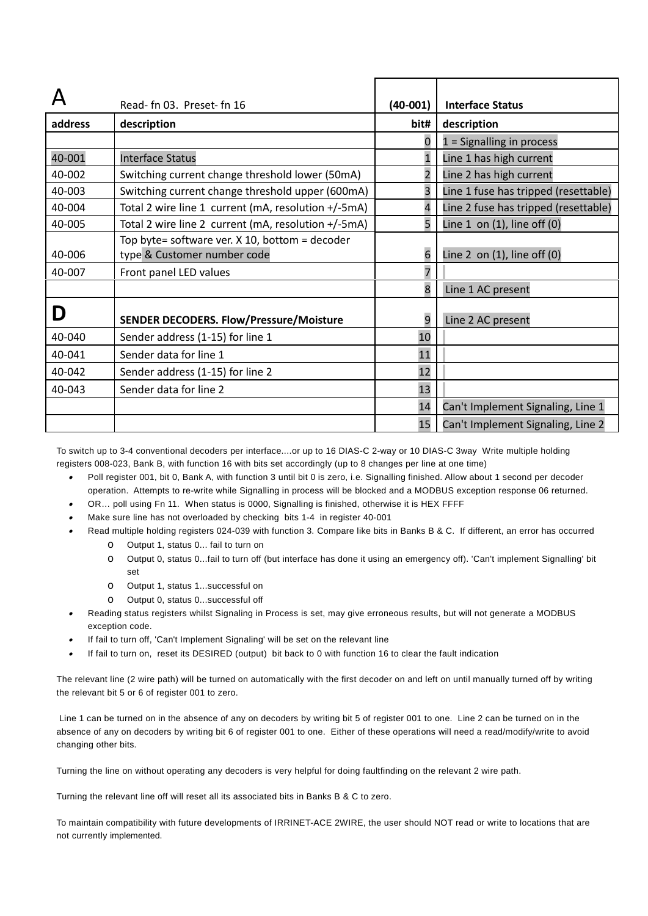| A | Read- fn 03. Preset- fn 16 | (40-001) | Interface Status |
|---|---|---|---|
| **address** | **description** | **bit#** | **description** |
| | | 0 | 1 = Signalling in process |
| 40-001 | Interface Status | 1 | Line 1 has high current |
| 40-002 | Switching current change threshold lower (50mA) | 2 | Line 2 has high current |
| 40-003 | Switching current change threshold upper (600mA) | 3 | Line 1 fuse has tripped (resettable) |
| 40-004 | Total 2 wire line 1 current (mA, resolution +/-5mA) | 4 | Line 2 fuse has tripped (resettable) |
| 40-005 | Total 2 wire line 2 current (mA, resolution +/-5mA) | 5 | Line 1 on (1), line off (0) |
| 40-006 | Top byte= software ver. X 10, bottom = decoder type & Customer number code | 6 | Line 2 on (1), line off (0) |
| 40-007 | Front panel LED values | 7 | |
| | | 8 | Line 1 AC present |
| **D** | **SENDER DECODERS. Flow/Pressure/Moisture** | 9 | Line 2 AC present |
| 40-040 | Sender address (1-15) for line 1 | 10 | |
| 40-041 | Sender data for line 1 | 11 | |
| 40-042 | Sender address (1-15) for line 2 | 12 | |
| 40-043 | Sender data for line 2 | 13 | |
| | | 14 | Can't Implement Signaling, Line 1 |
| | | 15 | Can't Implement Signaling, Line 2 |

To switch up to 3-4 conventional decoders per interface....or up to 16 DIAS-C 2-way or 10 DIAS-C 3way Write multiple holding registers 008-023, Bank B, with function 16 with bits set accordingly (up to 8 changes per line at one time)

- Poll register 001, bit 0, Bank A, with function 3 until bit 0 is zero, i.e. Signalling finished. Allow about 1 second per decoder operation. Attempts to re-write while Signalling in process will be blocked and a MODBUS exception response 06 returned.
- OR… poll using Fn 11. When status is 0000, Signalling is finished, otherwise it is HEX FFFF
- Make sure line has not overloaded by checking bits 1-4 in register 40-001
- Read multiple holding registers 024-039 with function 3. Compare like bits in Banks B & C. If different, an error has occurred
    - Output 1, status 0... fail to turn on
    - Output 0, status 0...fail to turn off (but interface has done it using an emergency off). 'Can't implement Signalling' bit set
    - Output 1, status 1...successful on
    - Output 0, status 0...successful off
- Reading status registers whilst Signaling in Process is set, may give erroneous results, but will not generate a MODBUS exception code.
- If fail to turn off, 'Can't Implement Signaling' will be set on the relevant line
- If fail to turn on, reset its DESIRED (output) bit back to 0 with function 16 to clear the fault indication

The relevant line (2 wire path) will be turned on automatically with the first decoder on and left on until manually turned off by writing the relevant bit 5 or 6 of register 001 to zero.

Line 1 can be turned on in the absence of any on decoders by writing bit 5 of register 001 to one. Line 2 can be turned on in the absence of any on decoders by writing bit 6 of register 001 to one. Either of these operations will need a read/modify/write to avoid changing other bits.

Turning the line on without operating any decoders is very helpful for doing faultfinding on the relevant 2 wire path.

Turning the relevant line off will reset all its associated bits in Banks B & C to zero.

To maintain compatibility with future developments of IRRINET-ACE 2WIRE, the user should NOT read or write to locations that are not currently implemented.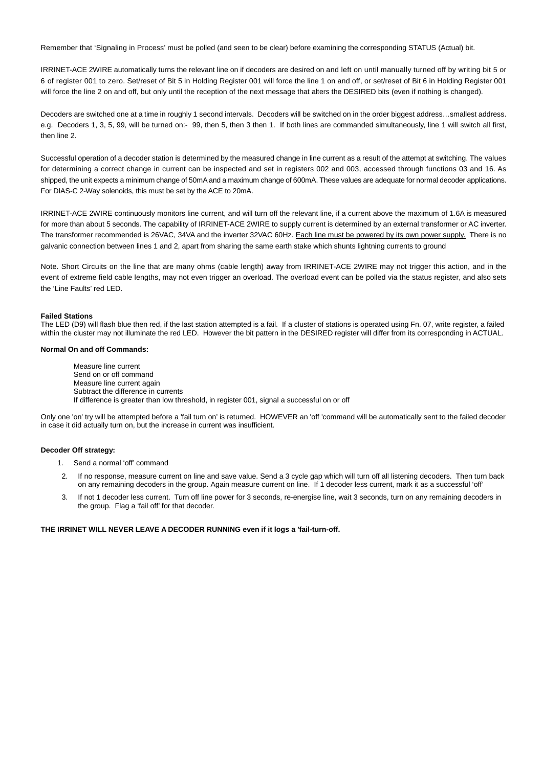Remember that 'Signaling in Process' must be polled (and seen to be clear) before examining the corresponding STATUS (Actual) bit.

IRRINET-ACE 2WIRE automatically turns the relevant line on if decoders are desired on and left on until manually turned off by writing bit 5 or 6 of register 001 to zero. Set/reset of Bit 5 in Holding Register 001 will force the line 1 on and off, or set/reset of Bit 6 in Holding Register 001 will force the line 2 on and off, but only until the reception of the next message that alters the DESIRED bits (even if nothing is changed).

Decoders are switched one at a time in roughly 1 second intervals. Decoders will be switched on in the order biggest address…smallest address. e.g. Decoders 1, 3, 5, 99, will be turned on:- 99, then 5, then 3 then 1. If both lines are commanded simultaneously, line 1 will switch all first, then line 2.

Successful operation of a decoder station is determined by the measured change in line current as a result of the attempt at switching. The values for determining a correct change in current can be inspected and set in registers 002 and 003, accessed through functions 03 and 16. As shipped, the unit expects a minimum change of 50mA and a maximum change of 600mA. These values are adequate for normal decoder applications. For DIAS-C 2-Way solenoids, this must be set by the ACE to 20mA.

IRRINET-ACE 2WIRE continuously monitors line current, and will turn off the relevant line, if a current above the maximum of 1.6A is measured for more than about 5 seconds. The capability of IRRINET-ACE 2WIRE to supply current is determined by an external transformer or AC inverter. The transformer recommended is 26VAC, 34VA and the inverter 32VAC 60Hz. <u>Each line must be powered by its own power supply.</u> There is no galvanic connection between lines 1 and 2, apart from sharing the same earth stake which shunts lightning currents to ground

Note. Short Circuits on the line that are many ohms (cable length) away from IRRINET-ACE 2WIRE may not trigger this action, and in the event of extreme field cable lengths, may not even trigger an overload. The overload event can be polled via the status register, and also sets the 'Line Faults' red LED.

**Failed Stations**
The LED (D9) will flash blue then red, if the last station attempted is a fail. If a cluster of stations is operated using Fn. 07, write register, a failed within the cluster may not illuminate the red LED. However the bit pattern in the DESIRED register will differ from its corresponding in ACTUAL.

**Normal On and off Commands:**

Measure line current
Send on or off command
Measure line current again
Subtract the difference in currents
If difference is greater than low threshold, in register 001, signal a successful on or off

Only one 'on' try will be attempted before a 'fail turn on' is returned. HOWEVER an 'off 'command will be automatically sent to the failed decoder in case it did actually turn on, but the increase in current was insufficient.

**Decoder Off strategy:**

1. Send a normal 'off' command
2. If no response, measure current on line and save value. Send a 3 cycle gap which will turn off all listening decoders. Then turn back on any remaining decoders in the group. Again measure current on line. If 1 decoder less current, mark it as a successful 'off'
3. If not 1 decoder less current. Turn off line power for 3 seconds, re-energise line, wait 3 seconds, turn on any remaining decoders in the group. Flag a 'fail off' for that decoder.

**THE IRRINET WILL NEVER LEAVE A DECODER RUNNING even if it logs a 'fail-turn-off.**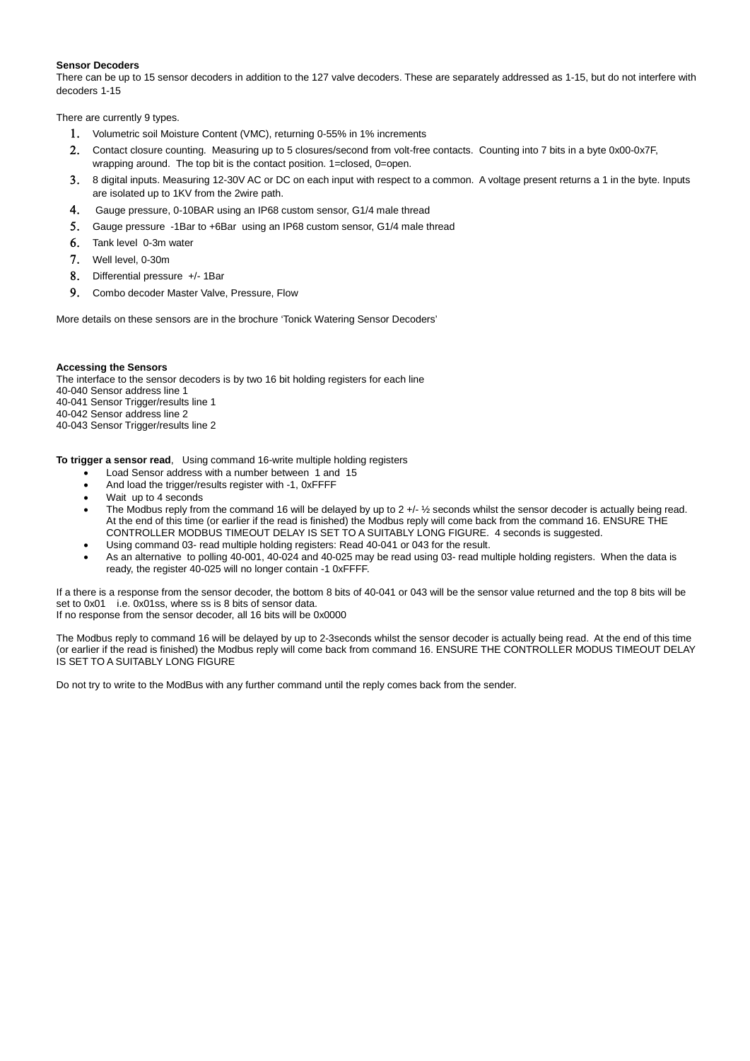**Sensor Decoders**

There can be up to 15 sensor decoders in addition to the 127 valve decoders. These are separately addressed as 1-15, but do not interfere with decoders 1-15

There are currently 9 types.

1. Volumetric soil Moisture Content (VMC), returning 0-55% in 1% increments
2. Contact closure counting. Measuring up to 5 closures/second from volt-free contacts. Counting into 7 bits in a byte 0x00-0x7F, wrapping around. The top bit is the contact position. 1=closed, 0=open.
3. 8 digital inputs. Measuring 12-30V AC or DC on each input with respect to a common. A voltage present returns a 1 in the byte. Inputs are isolated up to 1KV from the 2wire path.
4. Gauge pressure, 0-10BAR using an IP68 custom sensor, G1/4 male thread
5. Gauge pressure -1Bar to +6Bar using an IP68 custom sensor, G1/4 male thread
6. Tank level 0-3m water
7. Well level, 0-30m
8. Differential pressure +/- 1Bar
9. Combo decoder Master Valve, Pressure, Flow

More details on these sensors are in the brochure 'Tonick Watering Sensor Decoders'

**Accessing the Sensors**

The interface to the sensor decoders is by two 16 bit holding registers for each line
40-040 Sensor address line 1
40-041 Sensor Trigger/results line 1
40-042 Sensor address line 2
40-043 Sensor Trigger/results line 2

**To trigger a sensor read**, Using command 16-write multiple holding registers

- Load Sensor address with a number between 1 and 15
- And load the trigger/results register with -1, 0xFFFF
- Wait up to 4 seconds
- The Modbus reply from the command 16 will be delayed by up to 2 +/- ½ seconds whilst the sensor decoder is actually being read. At the end of this time (or earlier if the read is finished) the Modbus reply will come back from the command 16. ENSURE THE CONTROLLER MODBUS TIMEOUT DELAY IS SET TO A SUITABLY LONG FIGURE. 4 seconds is suggested.
- Using command 03- read multiple holding registers: Read 40-041 or 043 for the result.
- As an alternative to polling 40-001, 40-024 and 40-025 may be read using 03- read multiple holding registers. When the data is ready, the register 40-025 will no longer contain -1 0xFFFF.

If a there is a response from the sensor decoder, the bottom 8 bits of 40-041 or 043 will be the sensor value returned and the top 8 bits will be set to 0x01 i.e. 0x01ss, where ss is 8 bits of sensor data.
If no response from the sensor decoder, all 16 bits will be 0x0000

The Modbus reply to command 16 will be delayed by up to 2-3seconds whilst the sensor decoder is actually being read. At the end of this time (or earlier if the read is finished) the Modbus reply will come back from command 16. ENSURE THE CONTROLLER MODUS TIMEOUT DELAY IS SET TO A SUITABLY LONG FIGURE

Do not try to write to the ModBus with any further command until the reply comes back from the sender.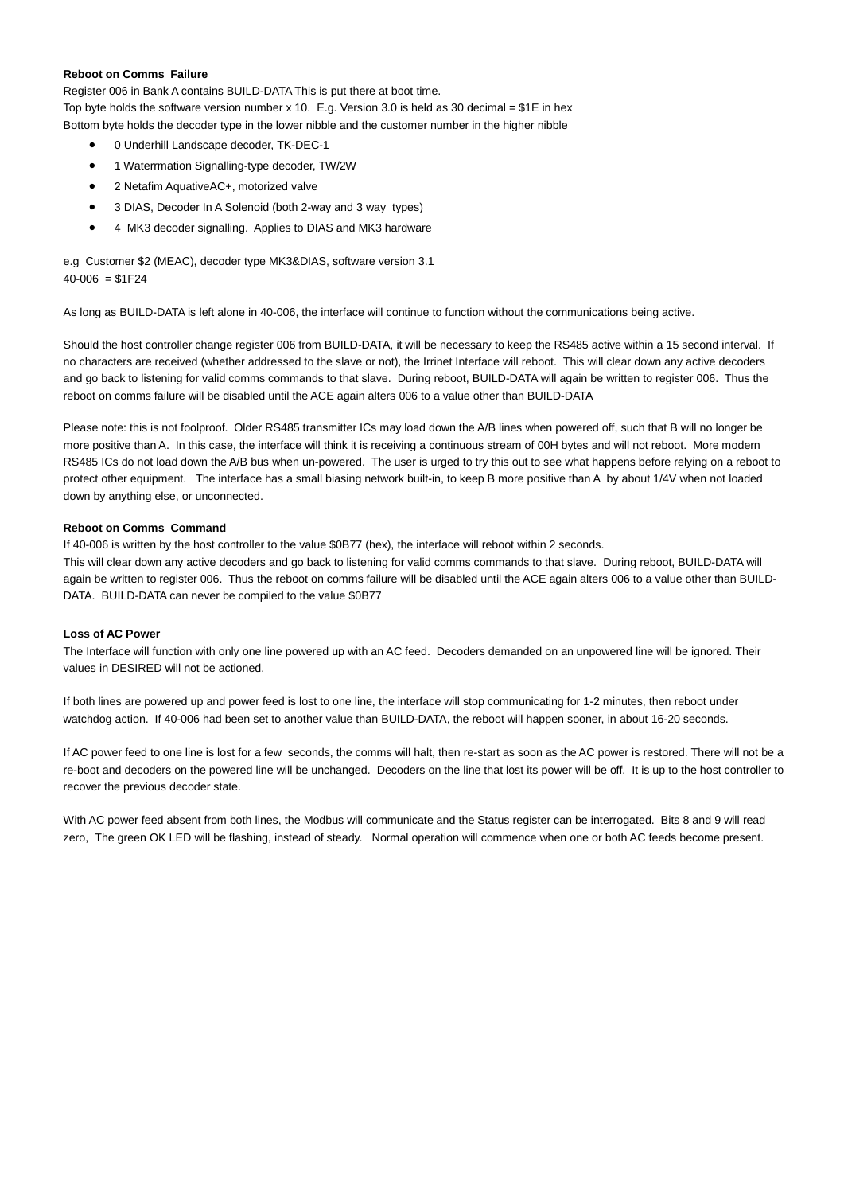**Reboot on Comms Failure**

Register 006 in Bank A contains BUILD-DATA This is put there at boot time.
Top byte holds the software version number x 10. E.g. Version 3.0 is held as 30 decimal = $1E in hex
Bottom byte holds the decoder type in the lower nibble and the customer number in the higher nibble

- 0 Underhill Landscape decoder, TK-DEC-1
- 1 Waterrmation Signalling-type decoder, TW/2W
- 2 Netafim AquativeAC+, motorized valve
- 3 DIAS, Decoder In A Solenoid (both 2-way and 3 way types)
- 4 MK3 decoder signalling. Applies to DIAS and MK3 hardware

e.g Customer $2 (MEAC), decoder type MK3&DIAS, software version 3.1
40-006 = $1F24

As long as BUILD-DATA is left alone in 40-006, the interface will continue to function without the communications being active.

Should the host controller change register 006 from BUILD-DATA, it will be necessary to keep the RS485 active within a 15 second interval. If no characters are received (whether addressed to the slave or not), the Irrinet Interface will reboot. This will clear down any active decoders and go back to listening for valid comms commands to that slave. During reboot, BUILD-DATA will again be written to register 006. Thus the reboot on comms failure will be disabled until the ACE again alters 006 to a value other than BUILD-DATA

Please note: this is not foolproof. Older RS485 transmitter ICs may load down the A/B lines when powered off, such that B will no longer be more positive than A. In this case, the interface will think it is receiving a continuous stream of 00H bytes and will not reboot. More modern RS485 ICs do not load down the A/B bus when un-powered. The user is urged to try this out to see what happens before relying on a reboot to protect other equipment. The interface has a small biasing network built-in, to keep B more positive than A by about 1/4V when not loaded down by anything else, or unconnected.

**Reboot on Comms Command**

If 40-006 is written by the host controller to the value $0B77 (hex), the interface will reboot within 2 seconds.
This will clear down any active decoders and go back to listening for valid comms commands to that slave. During reboot, BUILD-DATA will again be written to register 006. Thus the reboot on comms failure will be disabled until the ACE again alters 006 to a value other than BUILD-DATA. BUILD-DATA can never be compiled to the value $0B77

**Loss of AC Power**

The Interface will function with only one line powered up with an AC feed. Decoders demanded on an unpowered line will be ignored. Their values in DESIRED will not be actioned.

If both lines are powered up and power feed is lost to one line, the interface will stop communicating for 1-2 minutes, then reboot under watchdog action. If 40-006 had been set to another value than BUILD-DATA, the reboot will happen sooner, in about 16-20 seconds.

If AC power feed to one line is lost for a few seconds, the comms will halt, then re-start as soon as the AC power is restored. There will not be a re-boot and decoders on the powered line will be unchanged. Decoders on the line that lost its power will be off. It is up to the host controller to recover the previous decoder state.

With AC power feed absent from both lines, the Modbus will communicate and the Status register can be interrogated. Bits 8 and 9 will read zero, The green OK LED will be flashing, instead of steady. Normal operation will commence when one or both AC feeds become present.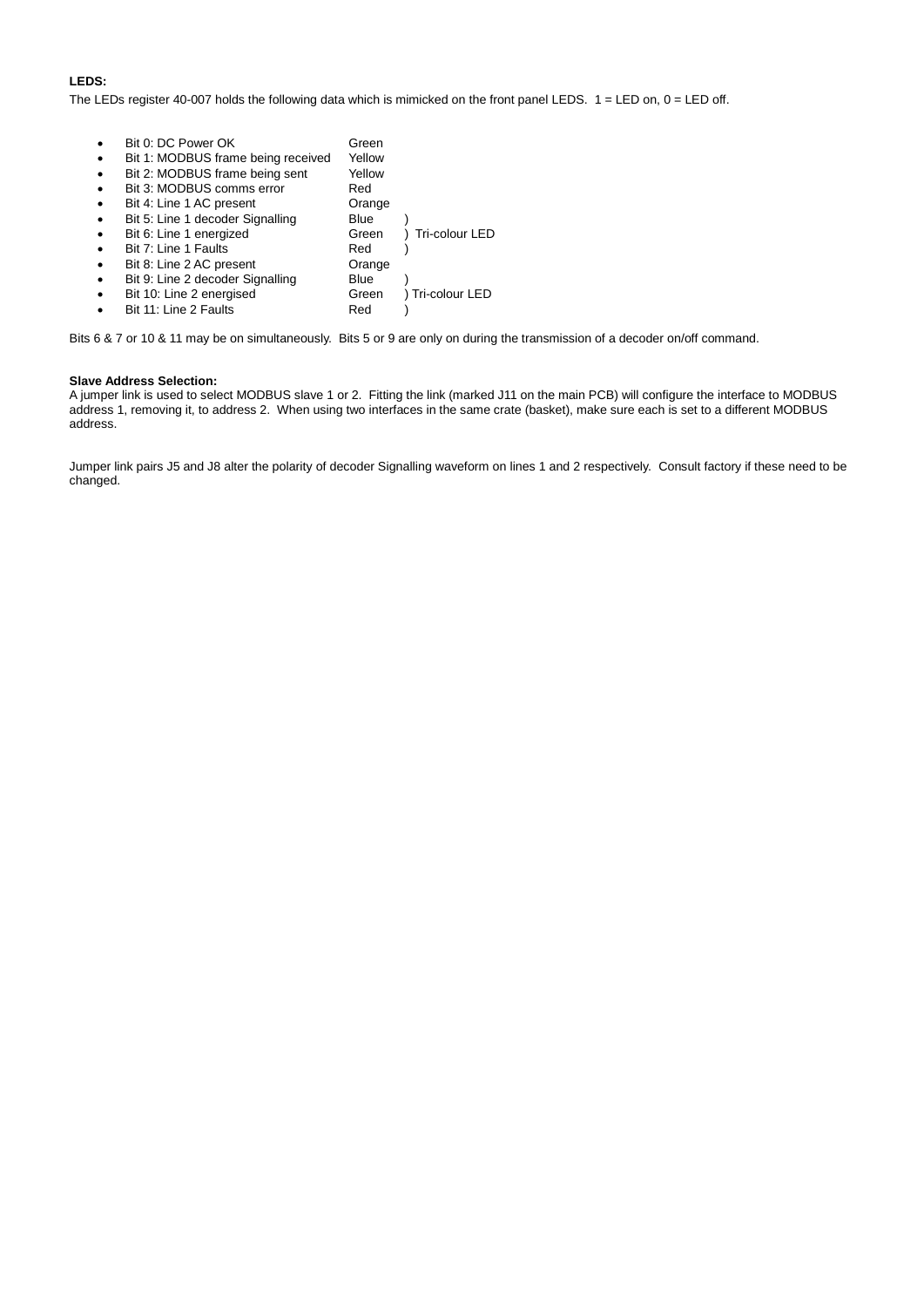**LEDS:**

The LEDs register 40-007 holds the following data which is mimicked on the front panel LEDS. 1 = LED on, 0 = LED off.

- Bit 0: DC Power OK Green
- Bit 1: MODBUS frame being received Yellow
- Bit 2: MODBUS frame being sent Yellow
- Bit 3: MODBUS comms error Red
- Bit 4: Line 1 AC present Orange
- Bit 5: Line 1 decoder Signalling Blue )
- Bit 6: Line 1 energized Green ) Tri-colour LED
- Bit 7: Line 1 Faults Red )
- Bit 8: Line 2 AC present Orange
- Bit 9: Line 2 decoder Signalling Blue )
- Bit 10: Line 2 energised Green ) Tri-colour LED
- Bit 11: Line 2 Faults Red )

Bits 6 & 7 or 10 & 11 may be on simultaneously. Bits 5 or 9 are only on during the transmission of a decoder on/off command.

**Slave Address Selection:**

A jumper link is used to select MODBUS slave 1 or 2. Fitting the link (marked J11 on the main PCB) will configure the interface to MODBUS address 1, removing it, to address 2. When using two interfaces in the same crate (basket), make sure each is set to a different MODBUS address.

Jumper link pairs J5 and J8 alter the polarity of decoder Signalling waveform on lines 1 and 2 respectively. Consult factory if these need to be changed.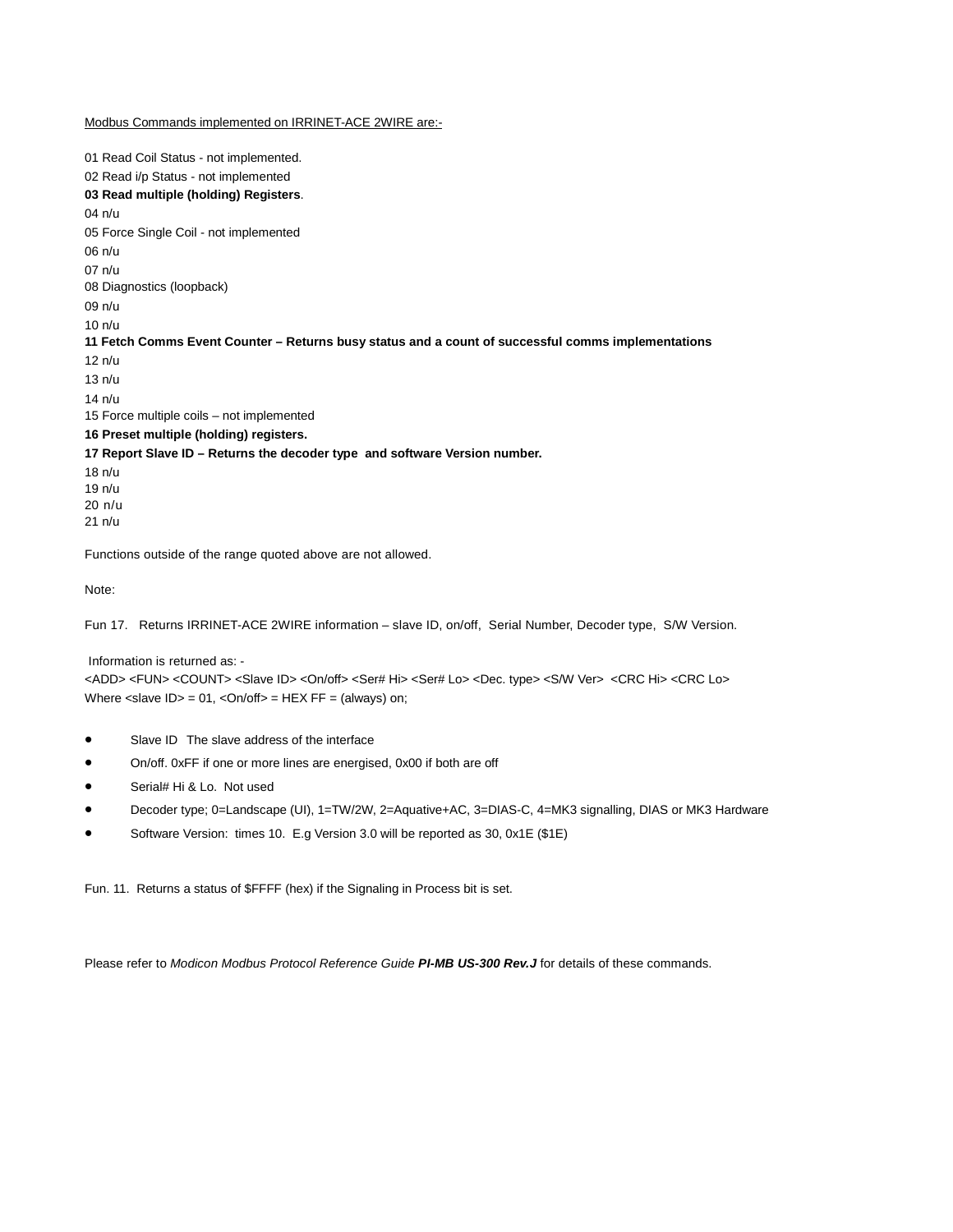Modbus Commands implemented on IRRINET-ACE 2WIRE are:-

01 Read Coil Status - not implemented.
02 Read i/p Status - not implemented
**03 Read multiple (holding) Registers**.
04 n/u
05 Force Single Coil - not implemented
06 n/u
07 n/u
08 Diagnostics (loopback)
09 n/u
10 n/u
**11 Fetch Comms Event Counter – Returns busy status and a count of successful comms implementations**
12 n/u
13 n/u
14 n/u
15 Force multiple coils – not implemented
**16 Preset multiple (holding) registers.**
**17 Report Slave ID – Returns the decoder type and software Version number.**
18 n/u
19 n/u
20 n/u
21 n/u

Functions outside of the range quoted above are not allowed.

Note:

Fun 17. Returns IRRINET-ACE 2WIRE information – slave ID, on/off, Serial Number, Decoder type, S/W Version.

Information is returned as: -
<ADD> <FUN> <COUNT> <Slave ID> <On/off> <Ser# Hi> <Ser# Lo> <Dec. type> <S/W Ver> <CRC Hi> <CRC Lo>
Where <slave ID> = 01, <On/off> = HEX FF = (always) on;

- Slave ID The slave address of the interface
- On/off. 0xFF if one or more lines are energised, 0x00 if both are off
- Serial# Hi & Lo. Not used
- Decoder type; 0=Landscape (UI), 1=TW/2W, 2=Aquative+AC, 3=DIAS-C, 4=MK3 signalling, DIAS or MK3 Hardware
- Software Version: times 10. E.g Version 3.0 will be reported as 30, 0x1E ($1E)

Fun. 11. Returns a status of $FFFF (hex) if the Signaling in Process bit is set.

Please refer to *Modicon Modbus Protocol Reference Guide* ***PI-MB US-300 Rev.J*** for details of these commands.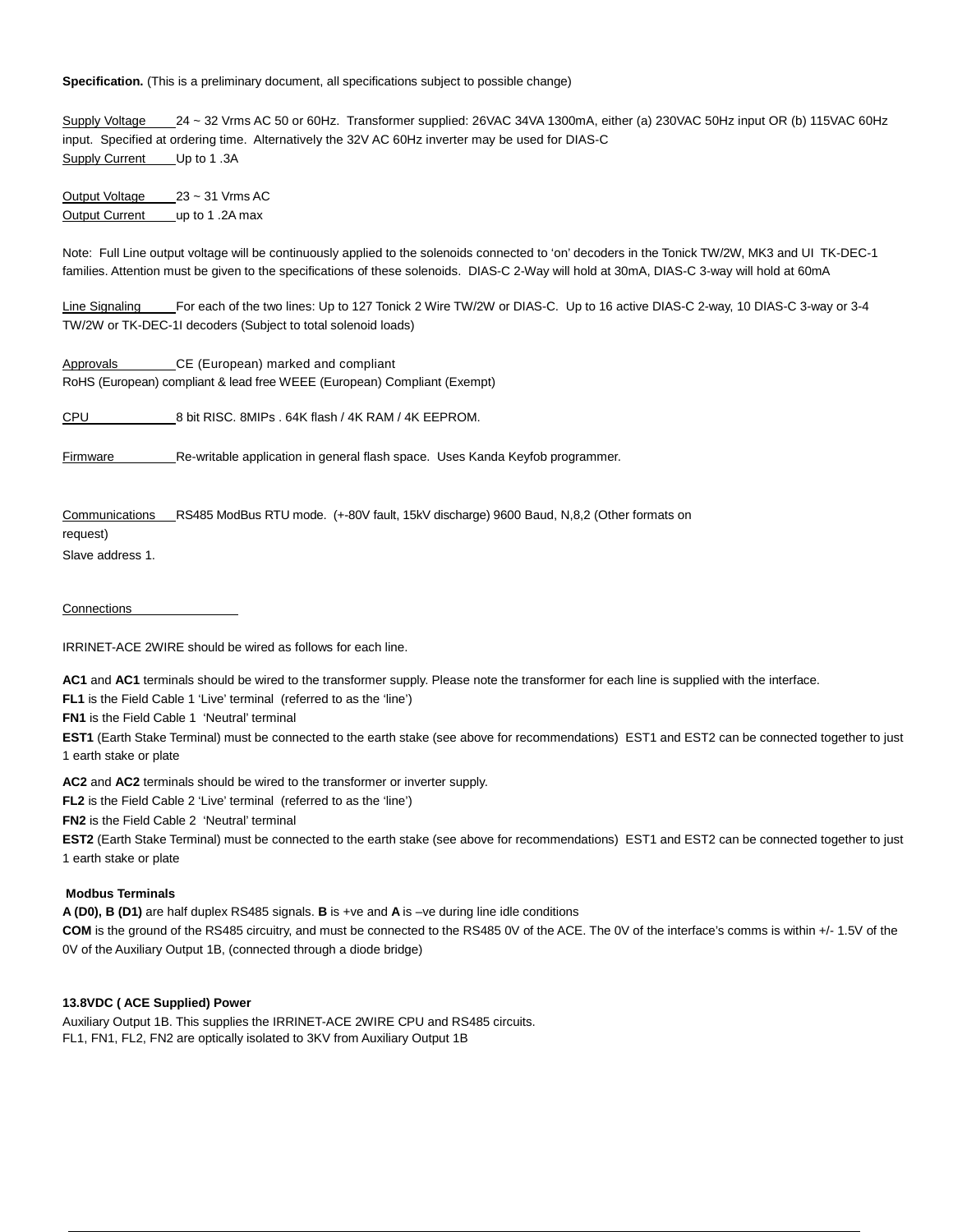**Specification.** (This is a preliminary document, all specifications subject to possible change)

Supply Voltage 24 ~ 32 Vrms AC 50 or 60Hz. Transformer supplied: 26VAC 34VA 1300mA, either (a) 230VAC 50Hz input OR (b) 115VAC 60Hz input. Specified at ordering time. Alternatively the 32V AC 60Hz inverter may be used for DIAS-C

Supply Current Up to 1 .3A

Output Voltage 23 ~ 31 Vrms AC

Output Current up to 1 .2A max

Note: Full Line output voltage will be continuously applied to the solenoids connected to 'on' decoders in the Tonick TW/2W, MK3 and UI TK-DEC-1 families. Attention must be given to the specifications of these solenoids. DIAS-C 2-Way will hold at 30mA, DIAS-C 3-way will hold at 60mA

Line Signaling For each of the two lines: Up to 127 Tonick 2 Wire TW/2W or DIAS-C. Up to 16 active DIAS-C 2-way, 10 DIAS-C 3-way or 3-4 TW/2W or TK-DEC-1I decoders (Subject to total solenoid loads)

Approvals CE (European) marked and compliant
RoHS (European) compliant & lead free WEEE (European) Compliant (Exempt)

CPU 8 bit RISC. 8MIPs . 64K flash / 4K RAM / 4K EEPROM.

Firmware Re-writable application in general flash space. Uses Kanda Keyfob programmer.

Communications RS485 ModBus RTU mode. (+-80V fault, 15kV discharge) 9600 Baud, N,8,2 (Other formats on request)

Slave address 1.

Connections

IRRINET-ACE 2WIRE should be wired as follows for each line.

**AC1** and **AC1** terminals should be wired to the transformer supply. Please note the transformer for each line is supplied with the interface.

**FL1** is the Field Cable 1 'Live' terminal (referred to as the 'line')

**FN1** is the Field Cable 1 'Neutral' terminal

**EST1** (Earth Stake Terminal) must be connected to the earth stake (see above for recommendations) EST1 and EST2 can be connected together to just 1 earth stake or plate

**AC2** and **AC2** terminals should be wired to the transformer or inverter supply.

**FL2** is the Field Cable 2 'Live' terminal (referred to as the 'line')

**FN2** is the Field Cable 2 'Neutral' terminal

**EST2** (Earth Stake Terminal) must be connected to the earth stake (see above for recommendations) EST1 and EST2 can be connected together to just 1 earth stake or plate

**Modbus Terminals**

**A (D0), B (D1)** are half duplex RS485 signals. **B** is +ve and **A** is –ve during line idle conditions

**COM** is the ground of the RS485 circuitry, and must be connected to the RS485 0V of the ACE. The 0V of the interface's comms is within +/- 1.5V of the 0V of the Auxiliary Output 1B, (connected through a diode bridge)

**13.8VDC ( ACE Supplied) Power**

Auxiliary Output 1B. This supplies the IRRINET-ACE 2WIRE CPU and RS485 circuits.
FL1, FN1, FL2, FN2 are optically isolated to 3KV from Auxiliary Output 1B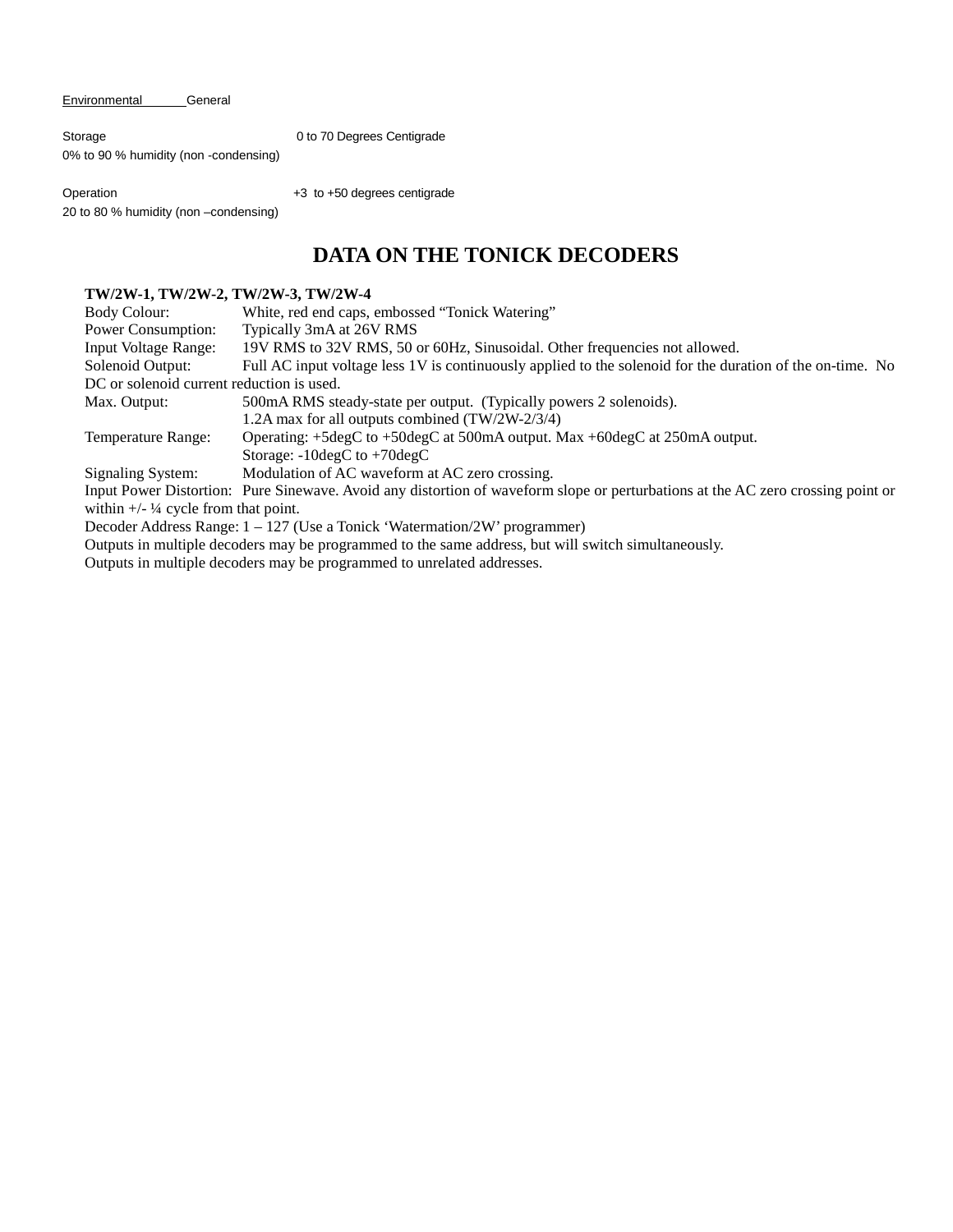Environmental General

Storage 0 to 70 Degrees Centigrade
0% to 90 % humidity (non -condensing)

Operation +3 to +50 degrees centigrade
20 to 80 % humidity (non –condensing)

# DATA ON THE TONICK DECODERS

**TW/2W-1, TW/2W-2, TW/2W-3, TW/2W-4**

Body Colour: White, red end caps, embossed "Tonick Watering"
Power Consumption: Typically 3mA at 26V RMS
Input Voltage Range: 19V RMS to 32V RMS, 50 or 60Hz, Sinusoidal. Other frequencies not allowed.
Solenoid Output: Full AC input voltage less 1V is continuously applied to the solenoid for the duration of the on-time. No DC or solenoid current reduction is used.
Max. Output: 500mA RMS steady-state per output. (Typically powers 2 solenoids).
1.2A max for all outputs combined (TW/2W-2/3/4)
Temperature Range: Operating: +5degC to +50degC at 500mA output. Max +60degC at 250mA output.
Storage: -10degC to +70degC
Signaling System: Modulation of AC waveform at AC zero crossing.
Input Power Distortion: Pure Sinewave. Avoid any distortion of waveform slope or perturbations at the AC zero crossing point or within +/- ¼ cycle from that point.
Decoder Address Range: 1 – 127 (Use a Tonick 'Watermation/2W' programmer)
Outputs in multiple decoders may be programmed to the same address, but will switch simultaneously.
Outputs in multiple decoders may be programmed to unrelated addresses.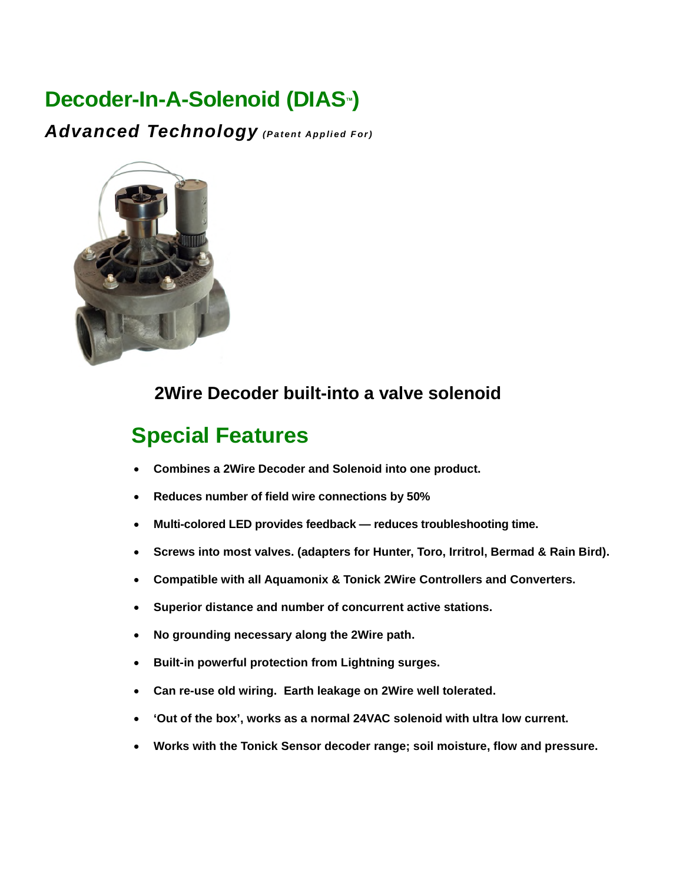# Decoder-In-A-Solenoid (DIAS™)

***Advanced Technology*** ***(Patent Applied For)***

**2Wire Decoder built-into a valve solenoid**

## Special Features

- **Combines a 2Wire Decoder and Solenoid into one product.**
- **Reduces number of field wire connections by 50%**
- **Multi-colored LED provides feedback — reduces troubleshooting time.**
- **Screws into most valves. (adapters for Hunter, Toro, Irritrol, Bermad & Rain Bird).**
- **Compatible with all Aquamonix & Tonick 2Wire Controllers and Converters.**
- **Superior distance and number of concurrent active stations.**
- **No grounding necessary along the 2Wire path.**
- **Built-in powerful protection from Lightning surges.**
- **Can re-use old wiring. Earth leakage on 2Wire well tolerated.**
- **'Out of the box', works as a normal 24VAC solenoid with ultra low current.**
- **Works with the Tonick Sensor decoder range; soil moisture, flow and pressure.**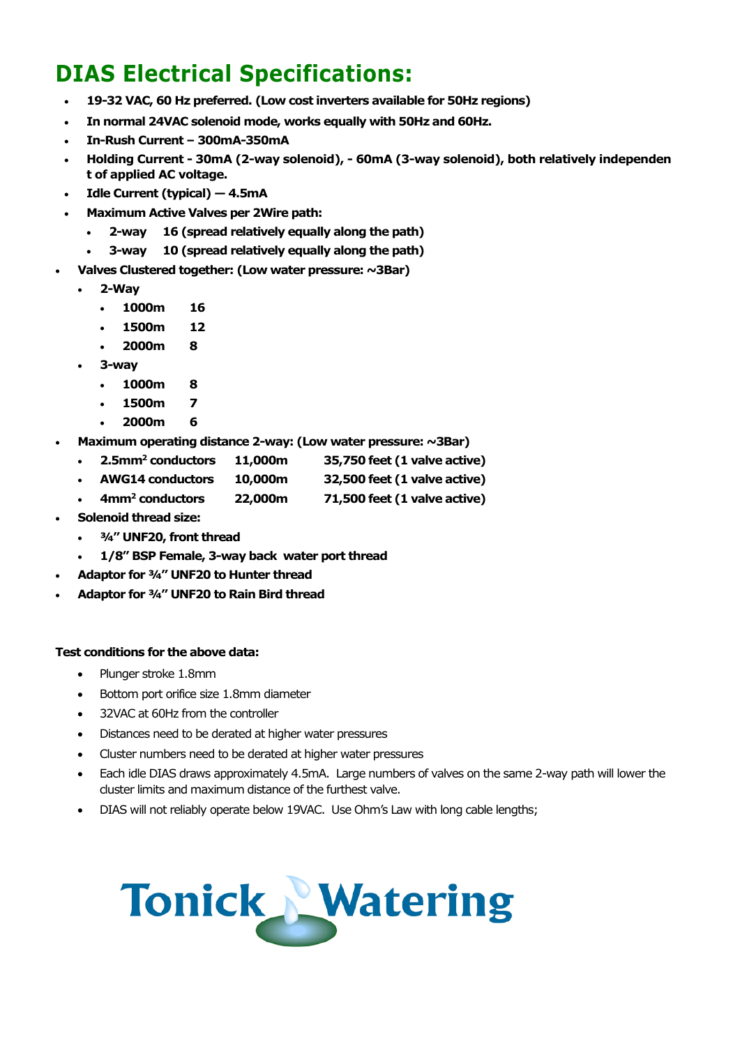# DIAS Electrical Specifications:

- **19-32 VAC, 60 Hz preferred. (Low cost inverters available for 50Hz regions)**
- **In normal 24VAC solenoid mode, works equally with 50Hz and 60Hz.**
- **In-Rush Current – 300mA-350mA**
- **Holding Current - 30mA (2-way solenoid), - 60mA (3-way solenoid), both relatively independent of applied AC voltage.**
- **Idle Current (typical) — 4.5mA**
- **Maximum Active Valves per 2Wire path:**
  - **2-way 16 (spread relatively equally along the path)**
  - **3-way 10 (spread relatively equally along the path)**
- **Valves Clustered together: (Low water pressure: ~3Bar)**
  - **2-Way**
    - **1000m 16**
    - **1500m 12**
    - **2000m 8**
  - **3-way**
    - **1000m 8**
    - **1500m 7**
    - **2000m 6**
- **Maximum operating distance 2-way: (Low water pressure: ~3Bar)**
  - **2.5mm² conductors 11,000m 35,750 feet (1 valve active)**
  - **AWG14 conductors 10,000m 32,500 feet (1 valve active)**
  - **4mm² conductors 22,000m 71,500 feet (1 valve active)**
- **Solenoid thread size:**
  - **¾" UNF20, front thread**
  - **1/8" BSP Female, 3-way back water port thread**
- **Adaptor for ¾" UNF20 to Hunter thread**
- **Adaptor for ¾" UNF20 to Rain Bird thread**

**Test conditions for the above data:**

- Plunger stroke 1.8mm
- Bottom port orifice size 1.8mm diameter
- 32VAC at 60Hz from the controller
- Distances need to be derated at higher water pressures
- Cluster numbers need to be derated at higher water pressures
- Each idle DIAS draws approximately 4.5mA. Large numbers of valves on the same 2-way path will lower the cluster limits and maximum distance of the furthest valve.
- DIAS will not reliably operate below 19VAC. Use Ohm's Law with long cable lengths;

Tonick Watering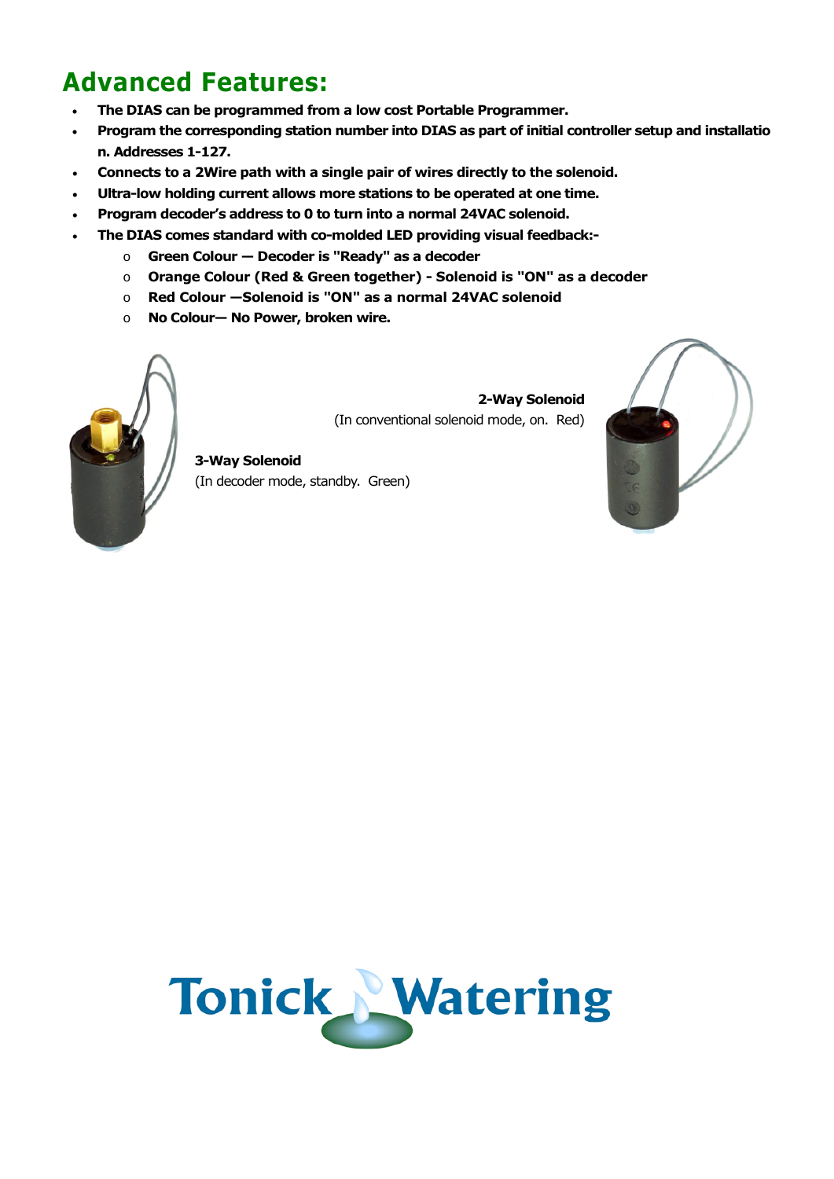## Advanced Features:

- **The DIAS can be programmed from a low cost Portable Programmer.**
- **Program the corresponding station number into DIAS as part of initial controller setup and installation. Addresses 1-127.**
- **Connects to a 2Wire path with a single pair of wires directly to the solenoid.**
- **Ultra-low holding current allows more stations to be operated at one time.**
- **Program decoder's address to 0 to turn into a normal 24VAC solenoid.**
- **The DIAS comes standard with co-molded LED providing visual feedback:-**
  - **Green Colour — Decoder is "Ready" as a decoder**
  - **Orange Colour (Red & Green together) - Solenoid is "ON" as a decoder**
  - **Red Colour —Solenoid is "ON" as a normal 24VAC solenoid**
  - **No Colour— No Power, broken wire.**

**2-Way Solenoid**
(In conventional solenoid mode, on. Red)

**3-Way Solenoid**
(In decoder mode, standby. Green)

Tonick Watering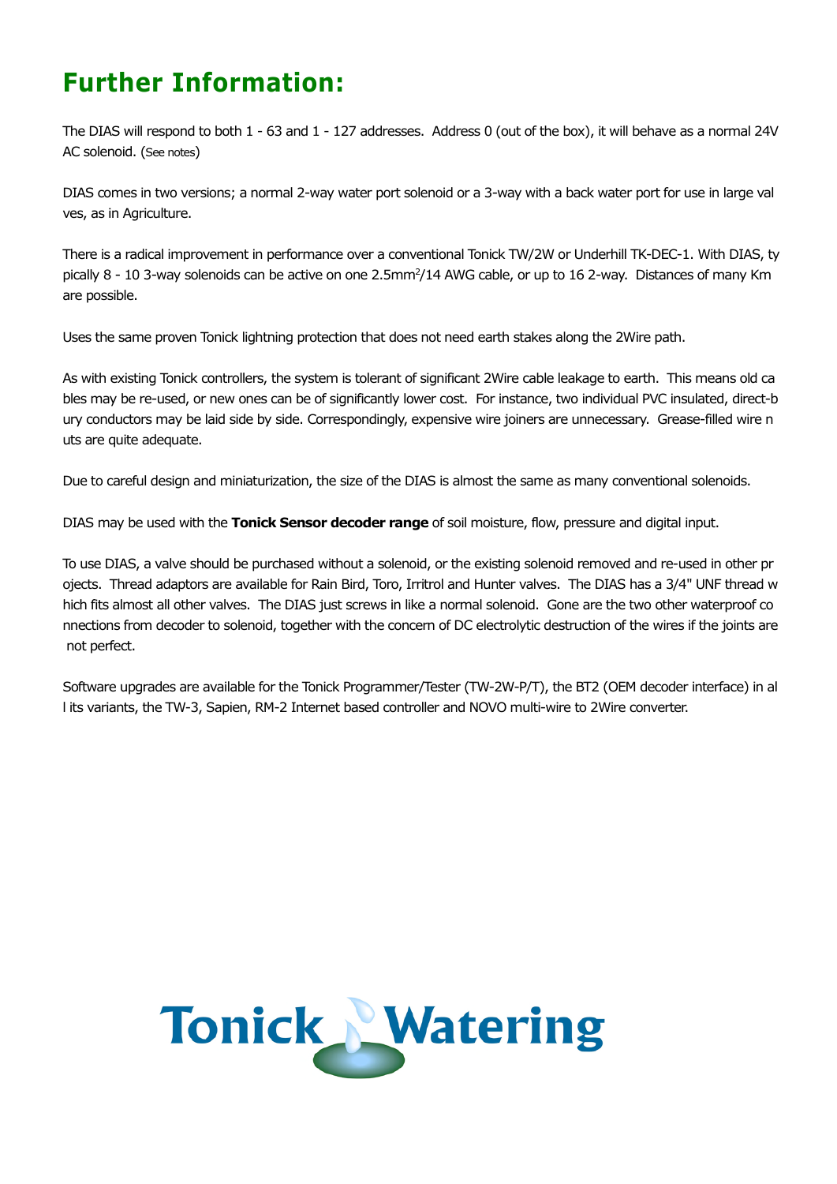# Further Information:

The DIAS will respond to both 1 - 63 and 1 - 127 addresses. Address 0 (out of the box), it will behave as a normal 24V AC solenoid. (See notes)

DIAS comes in two versions; a normal 2-way water port solenoid or a 3-way with a back water port for use in large valves, as in Agriculture.

There is a radical improvement in performance over a conventional Tonick TW/2W or Underhill TK-DEC-1. With DIAS, typically 8 - 10 3-way solenoids can be active on one 2.5mm²/14 AWG cable, or up to 16 2-way. Distances of many Km are possible.

Uses the same proven Tonick lightning protection that does not need earth stakes along the 2Wire path.

As with existing Tonick controllers, the system is tolerant of significant 2Wire cable leakage to earth. This means old cables may be re-used, or new ones can be of significantly lower cost. For instance, two individual PVC insulated, direct-bury conductors may be laid side by side. Correspondingly, expensive wire joiners are unnecessary. Grease-filled wire nuts are quite adequate.

Due to careful design and miniaturization, the size of the DIAS is almost the same as many conventional solenoids.

DIAS may be used with the **Tonick Sensor decoder range** of soil moisture, flow, pressure and digital input.

To use DIAS, a valve should be purchased without a solenoid, or the existing solenoid removed and re-used in other projects. Thread adaptors are available for Rain Bird, Toro, Irritrol and Hunter valves. The DIAS has a 3/4" UNF thread which fits almost all other valves. The DIAS just screws in like a normal solenoid. Gone are the two other waterproof connections from decoder to solenoid, together with the concern of DC electrolytic destruction of the wires if the joints are not perfect.

Software upgrades are available for the Tonick Programmer/Tester (TW-2W-P/T), the BT2 (OEM decoder interface) in all its variants, the TW-3, Sapien, RM-2 Internet based controller and NOVO multi-wire to 2Wire converter.

Tonick Watering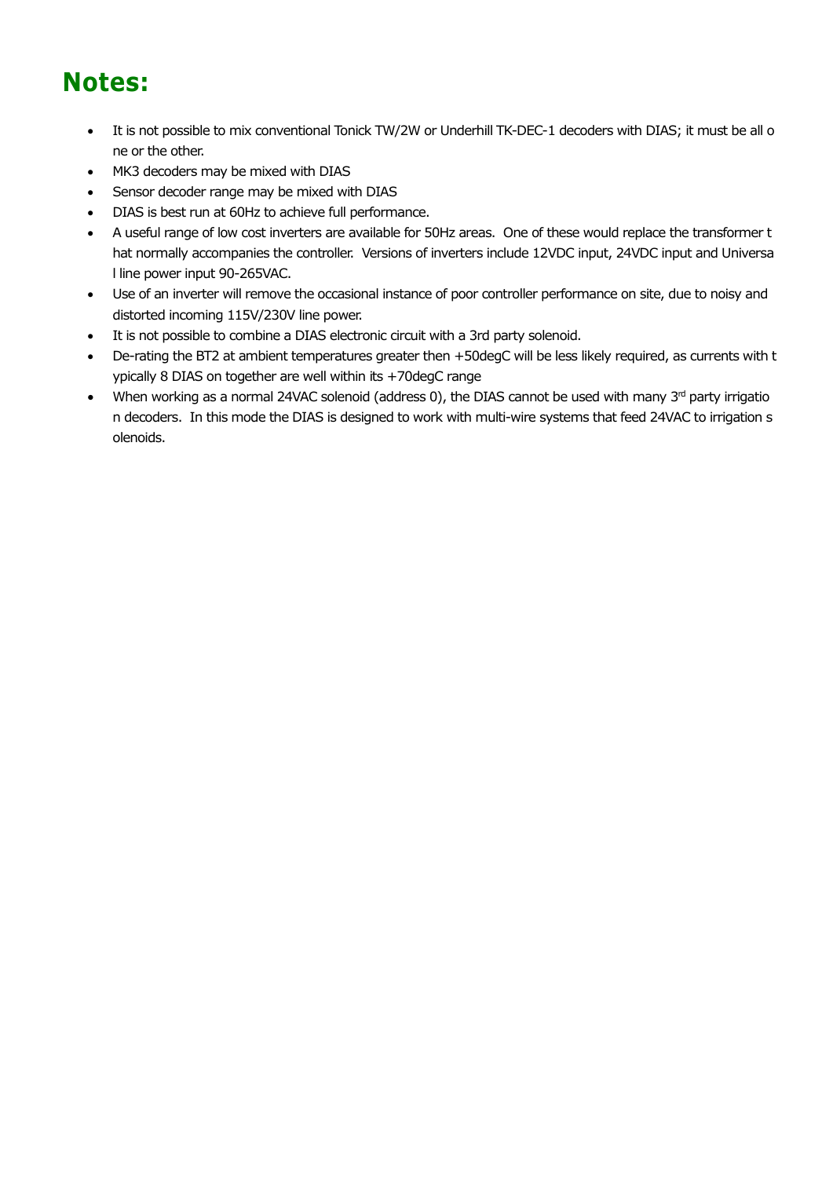# Notes:

- It is not possible to mix conventional Tonick TW/2W or Underhill TK-DEC-1 decoders with DIAS; it must be all one or the other.
- MK3 decoders may be mixed with DIAS
- Sensor decoder range may be mixed with DIAS
- DIAS is best run at 60Hz to achieve full performance.
- A useful range of low cost inverters are available for 50Hz areas. One of these would replace the transformer that normally accompanies the controller. Versions of inverters include 12VDC input, 24VDC input and Universal line power input 90-265VAC.
- Use of an inverter will remove the occasional instance of poor controller performance on site, due to noisy and distorted incoming 115V/230V line power.
- It is not possible to combine a DIAS electronic circuit with a 3rd party solenoid.
- De-rating the BT2 at ambient temperatures greater then +50degC will be less likely required, as currents with typically 8 DIAS on together are well within its +70degC range
- When working as a normal 24VAC solenoid (address 0), the DIAS cannot be used with many 3rd party irrigation decoders. In this mode the DIAS is designed to work with multi-wire systems that feed 24VAC to irrigation solenoids.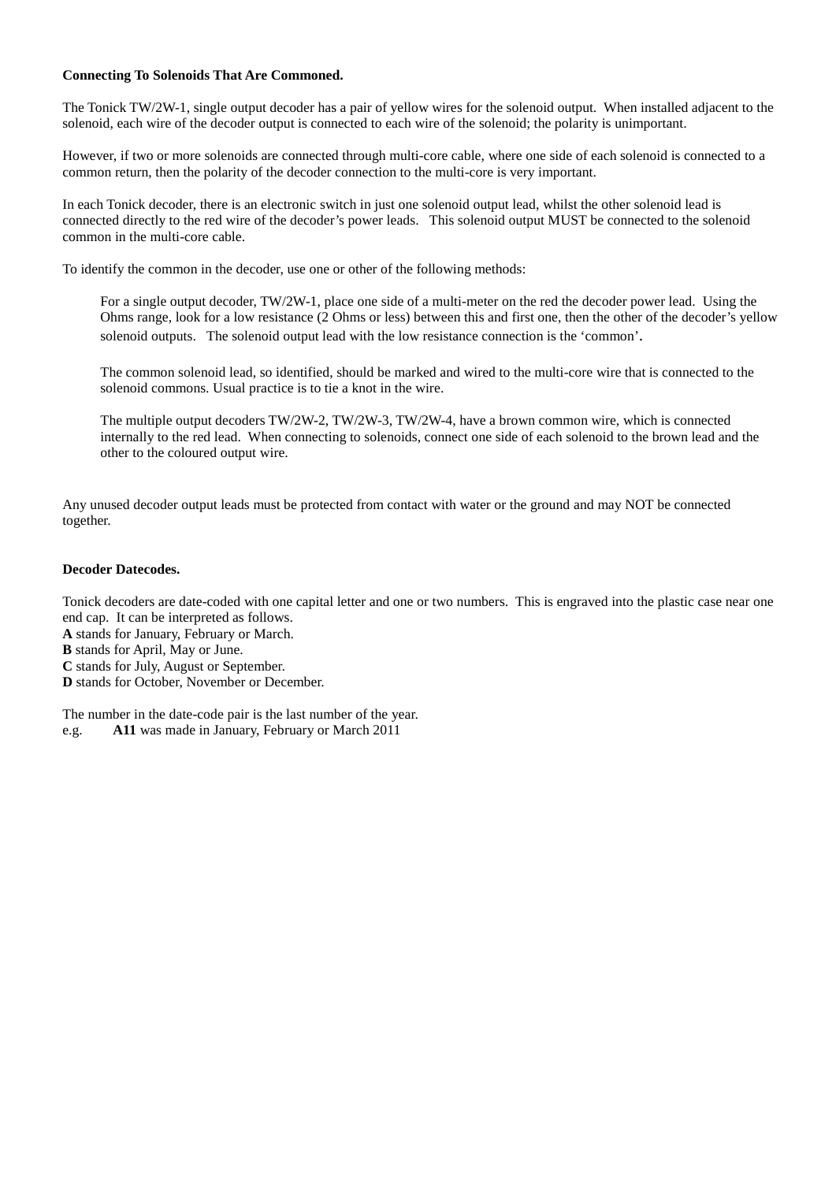**Connecting To Solenoids That Are Commoned.**

The Tonick TW/2W-1, single output decoder has a pair of yellow wires for the solenoid output. When installed adjacent to the solenoid, each wire of the decoder output is connected to each wire of the solenoid; the polarity is unimportant.

However, if two or more solenoids are connected through multi-core cable, where one side of each solenoid is connected to a common return, then the polarity of the decoder connection to the multi-core is very important.

In each Tonick decoder, there is an electronic switch in just one solenoid output lead, whilst the other solenoid lead is connected directly to the red wire of the decoder's power leads. This solenoid output MUST be connected to the solenoid common in the multi-core cable.

To identify the common in the decoder, use one or other of the following methods:

> For a single output decoder, TW/2W-1, place one side of a multi-meter on the red the decoder power lead. Using the Ohms range, look for a low resistance (2 Ohms or less) between this and first one, then the other of the decoder's yellow solenoid outputs. The solenoid output lead with the low resistance connection is the 'common'.
>
> The common solenoid lead, so identified, should be marked and wired to the multi-core wire that is connected to the solenoid commons. Usual practice is to tie a knot in the wire.
>
> The multiple output decoders TW/2W-2, TW/2W-3, TW/2W-4, have a brown common wire, which is connected internally to the red lead. When connecting to solenoids, connect one side of each solenoid to the brown lead and the other to the coloured output wire.

Any unused decoder output leads must be protected from contact with water or the ground and may NOT be connected together.

**Decoder Datecodes.**

Tonick decoders are date-coded with one capital letter and one or two numbers. This is engraved into the plastic case near one end cap. It can be interpreted as follows.
**A** stands for January, February or March.
**B** stands for April, May or June.
**C** stands for July, August or September.
**D** stands for October, November or December.

The number in the date-code pair is the last number of the year.
e.g. **A11** was made in January, February or March 2011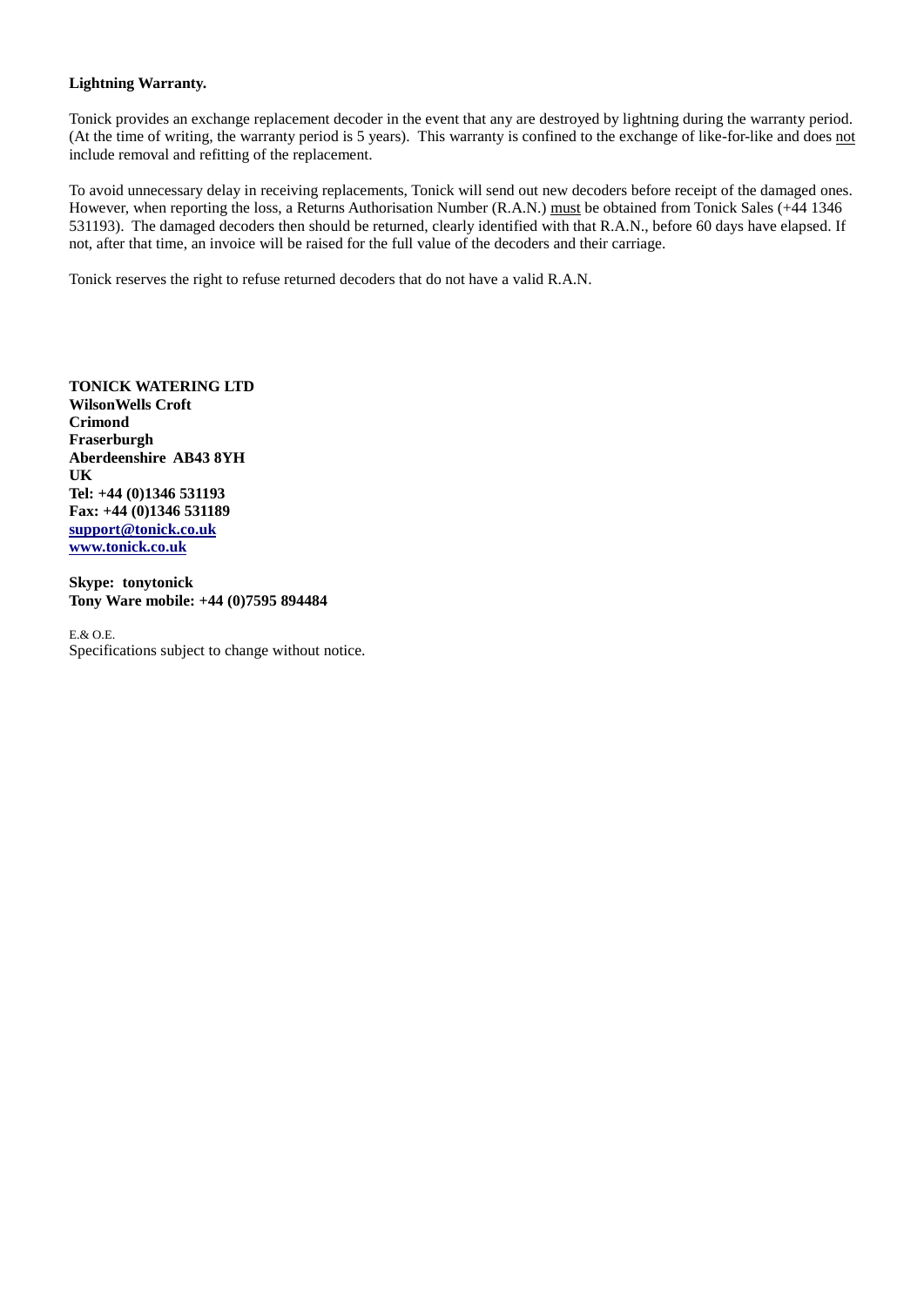**Lightning Warranty.**

Tonick provides an exchange replacement decoder in the event that any are destroyed by lightning during the warranty period. (At the time of writing, the warranty period is 5 years). This warranty is confined to the exchange of like-for-like and does not include removal and refitting of the replacement.

To avoid unnecessary delay in receiving replacements, Tonick will send out new decoders before receipt of the damaged ones. However, when reporting the loss, a Returns Authorisation Number (R.A.N.) must be obtained from Tonick Sales (+44 1346 531193). The damaged decoders then should be returned, clearly identified with that R.A.N., before 60 days have elapsed. If not, after that time, an invoice will be raised for the full value of the decoders and their carriage.

Tonick reserves the right to refuse returned decoders that do not have a valid R.A.N.

**TONICK WATERING LTD**
**WilsonWells Croft**
**Crimond**
**Fraserburgh**
**Aberdeenshire AB43 8YH**
**UK**
**Tel: +44 (0)1346 531193**
**Fax: +44 (0)1346 531189**
**support@tonick.co.uk**
**www.tonick.co.uk**

**Skype: tonytonick**
**Tony Ware mobile: +44 (0)7595 894484**

E.& O.E.
Specifications subject to change without notice.